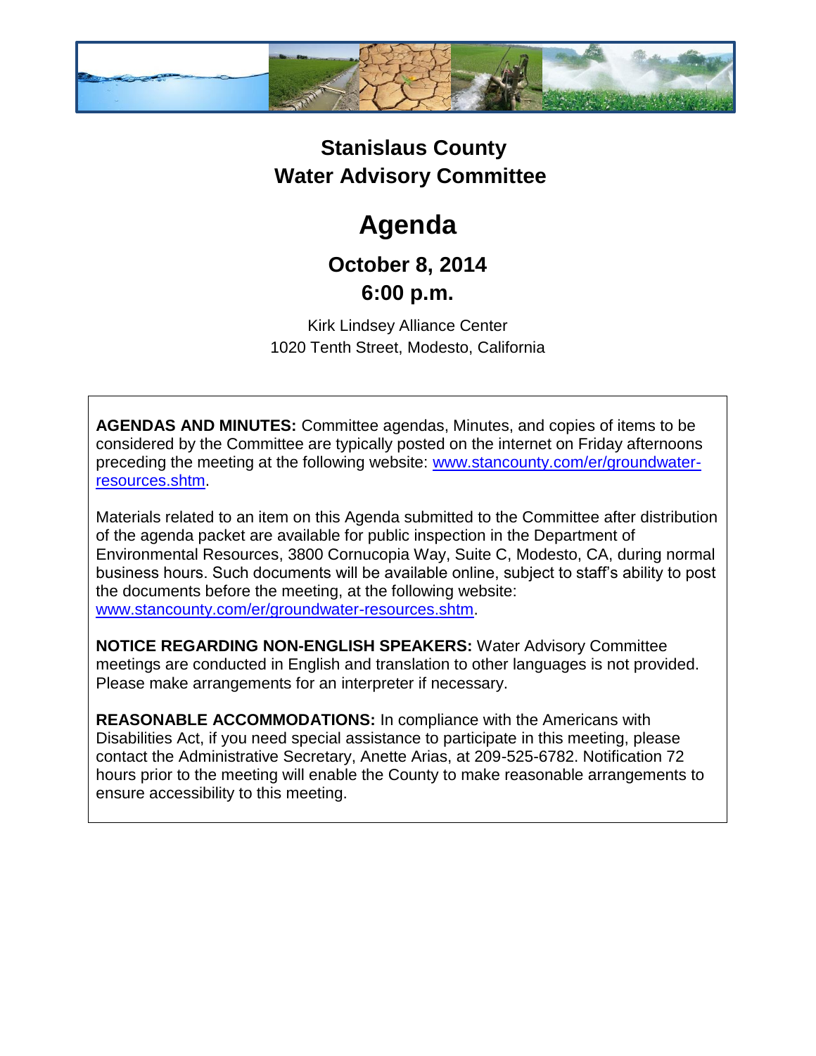# Stanislaus County
# Water Advisory Committee

# Agenda

## October 8, 2014
## 6:00 p.m.

Kirk Lindsey Alliance Center
1020 Tenth Street, Modesto, California

**AGENDAS AND MINUTES:** Committee agendas, Minutes, and copies of items to be considered by the Committee are typically posted on the internet on Friday afternoons preceding the meeting at the following website: www.stancounty.com/er/groundwater-resources.shtm.

Materials related to an item on this Agenda submitted to the Committee after distribution of the agenda packet are available for public inspection in the Department of Environmental Resources, 3800 Cornucopia Way, Suite C, Modesto, CA, during normal business hours. Such documents will be available online, subject to staff's ability to post the documents before the meeting, at the following website: www.stancounty.com/er/groundwater-resources.shtm.

**NOTICE REGARDING NON-ENGLISH SPEAKERS:** Water Advisory Committee meetings are conducted in English and translation to other languages is not provided. Please make arrangements for an interpreter if necessary.

**REASONABLE ACCOMMODATIONS:** In compliance with the Americans with Disabilities Act, if you need special assistance to participate in this meeting, please contact the Administrative Secretary, Anette Arias, at 209-525-6782. Notification 72 hours prior to the meeting will enable the County to make reasonable arrangements to ensure accessibility to this meeting.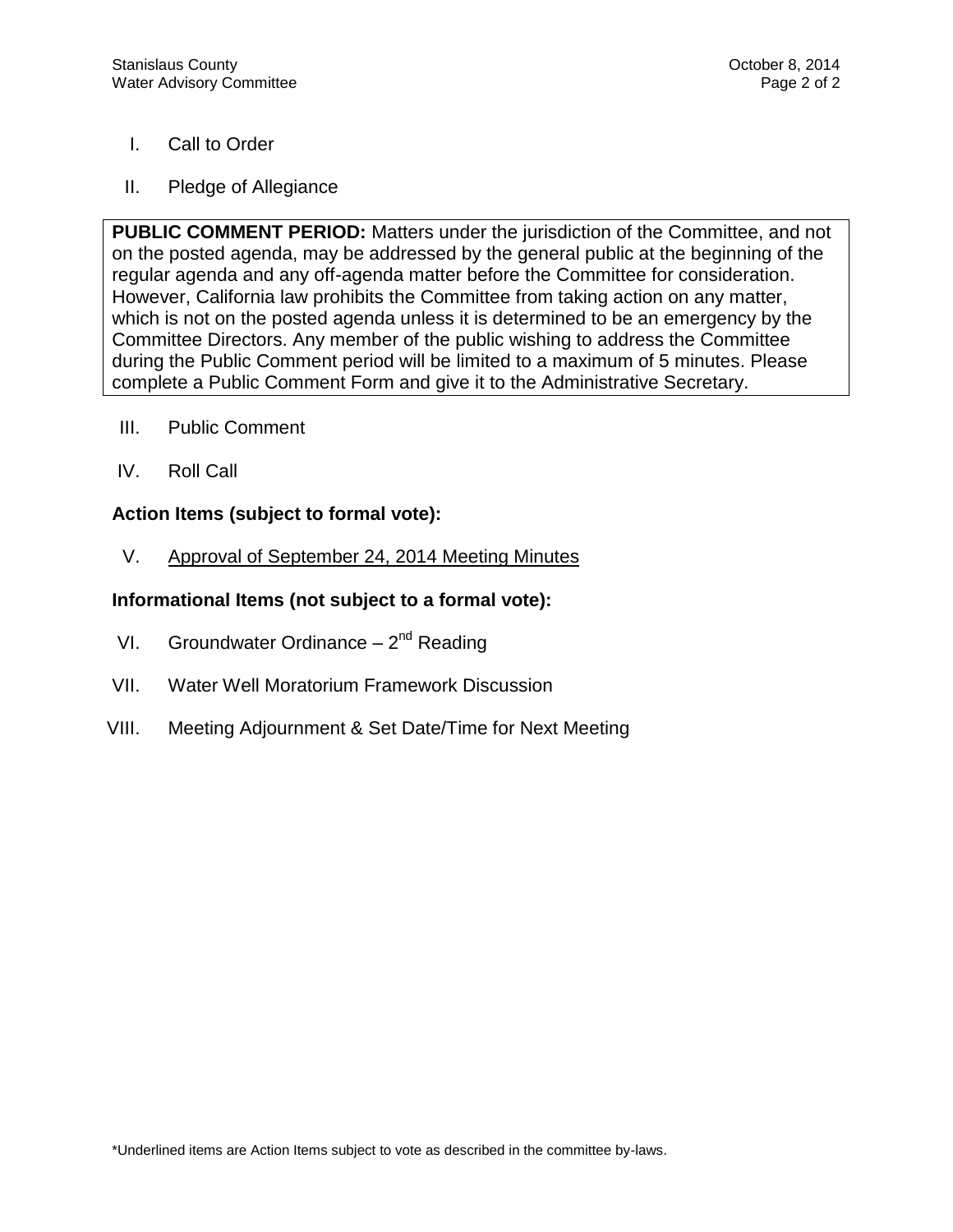I. Call to Order

II. Pledge of Allegiance

**PUBLIC COMMENT PERIOD:** Matters under the jurisdiction of the Committee, and not on the posted agenda, may be addressed by the general public at the beginning of the regular agenda and any off-agenda matter before the Committee for consideration. However, California law prohibits the Committee from taking action on any matter, which is not on the posted agenda unless it is determined to be an emergency by the Committee Directors. Any member of the public wishing to address the Committee during the Public Comment period will be limited to a maximum of 5 minutes. Please complete a Public Comment Form and give it to the Administrative Secretary.

III. Public Comment

IV. Roll Call

**Action Items (subject to formal vote):**

V. <u>Approval of September 24, 2014 Meeting Minutes</u>

**Informational Items (not subject to a formal vote):**

VI. Groundwater Ordinance – 2nd Reading

VII. Water Well Moratorium Framework Discussion

VIII. Meeting Adjournment & Set Date/Time for Next Meeting

*Underlined items are Action Items subject to vote as described in the committee by-laws.